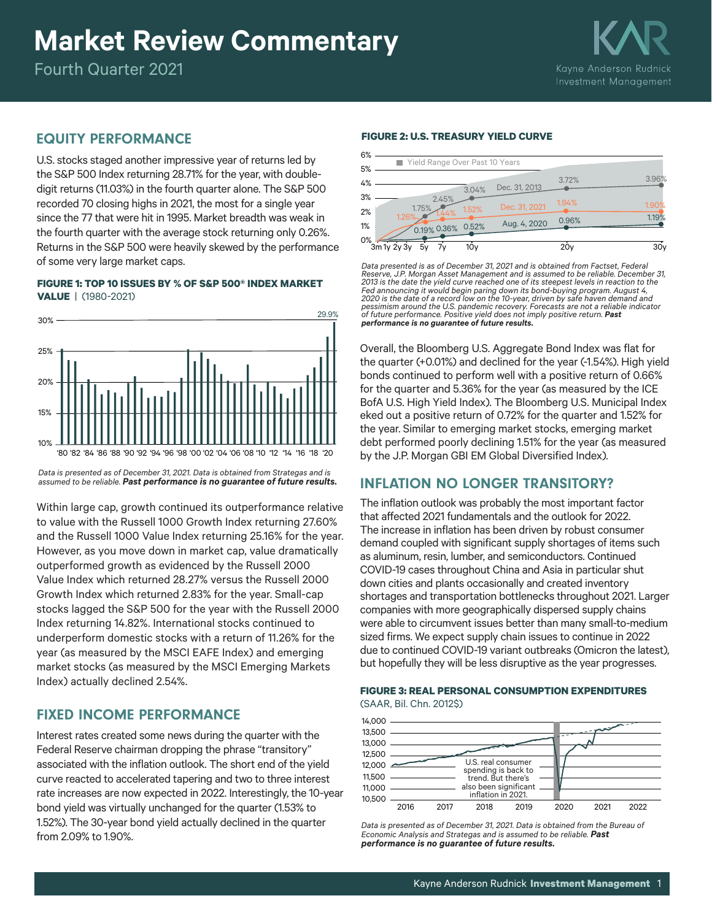# Market Review Commentary

Fourth Quarter 2021

## EQUITY PERFORMANCE

U.S. stocks staged another impressive year of returns led by the S&P 500 Index returning 28.71% for the year, with double-digit returns (11.03%) in the fourth quarter alone. The S&P 500 recorded 70 closing highs in 2021, the most for a single year since the 77 that were hit in 1995. Market breadth was weak in the fourth quarter with the average stock returning only 0.26%. Returns in the S&P 500 were heavily skewed by the performance of some very large market caps.

**FIGURE 1: TOP 10 ISSUES BY % OF S&P 500® INDEX MARKET VALUE** | (1980-2021)

*Data is presented as of December 31, 2021. Data is obtained from Strategas and is assumed to be reliable.* ***Past performance is no guarantee of future results.***

Within large cap, growth continued its outperformance relative to value with the Russell 1000 Growth Index returning 27.60% and the Russell 1000 Value Index returning 25.16% for the year. However, as you move down in market cap, value dramatically outperformed growth as evidenced by the Russell 2000 Value Index which returned 28.27% versus the Russell 2000 Growth Index which returned 2.83% for the year. Small-cap stocks lagged the S&P 500 for the year with the Russell 2000 Index returning 14.82%. International stocks continued to underperform domestic stocks with a return of 11.26% for the year (as measured by the MSCI EAFE Index) and emerging market stocks (as measured by the MSCI Emerging Markets Index) actually declined 2.54%.

## FIXED INCOME PERFORMANCE

Interest rates created some news during the quarter with the Federal Reserve chairman dropping the phrase "transitory" associated with the inflation outlook. The short end of the yield curve reacted to accelerated tapering and two to three interest rate increases are now expected in 2022. Interestingly, the 10-year bond yield was virtually unchanged for the quarter (1.53% to 1.52%). The 30-year bond yield actually declined in the quarter from 2.09% to 1.90%.

**FIGURE 2: U.S. TREASURY YIELD CURVE**

*Data presented is as of December 31, 2021 and is obtained from Factset, Federal Reserve, J.P. Morgan Asset Management and is assumed to be reliable. December 31, 2013 is the date the yield curve reached one of its steepest levels in reaction to the Fed announcing it would begin paring down its bond-buying program. August 4, 2020 is the date of a record low on the 10-year, driven by safe haven demand and pessimism around the U.S. pandemic recovery. Forecasts are not a reliable indicator of future performance. Positive yield does not imply positive return.* ***Past performance is no guarantee of future results.***

Overall, the Bloomberg U.S. Aggregate Bond Index was flat for the quarter (+0.01%) and declined for the year (-1.54%). High yield bonds continued to perform well with a positive return of 0.66% for the quarter and 5.36% for the year (as measured by the ICE BofA U.S. High Yield Index). The Bloomberg U.S. Municipal Index eked out a positive return of 0.72% for the quarter and 1.52% for the year. Similar to emerging market stocks, emerging market debt performed poorly declining 1.51% for the year (as measured by the J.P. Morgan GBI EM Global Diversified Index).

## INFLATION NO LONGER TRANSITORY?

The inflation outlook was probably the most important factor that affected 2021 fundamentals and the outlook for 2022. The increase in inflation has been driven by robust consumer demand coupled with significant supply shortages of items such as aluminum, resin, lumber, and semiconductors. Continued COVID-19 cases throughout China and Asia in particular shut down cities and plants occasionally and created inventory shortages and transportation bottlenecks throughout 2021. Larger companies with more geographically dispersed supply chains were able to circumvent issues better than many small-to-medium sized firms. We expect supply chain issues to continue in 2022 due to continued COVID-19 variant outbreaks (Omicron the latest), but hopefully they will be less disruptive as the year progresses.

**FIGURE 3: REAL PERSONAL CONSUMPTION EXPENDITURES**
(SAAR, Bil. Chn. 2012$)

*Data is presented as of December 31, 2021. Data is obtained from the Bureau of Economic Analysis and Strategas and is assumed to be reliable.* ***Past performance is no guarantee of future results.***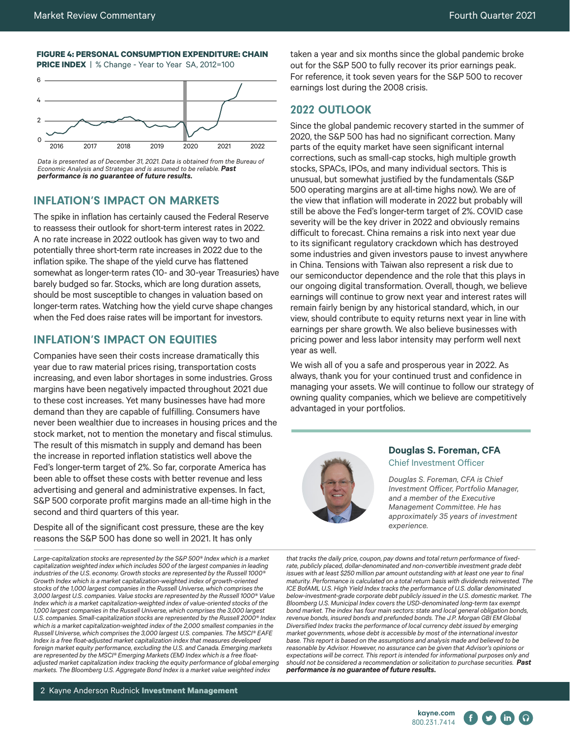**FIGURE 4: PERSONAL CONSUMPTION EXPENDITURE: CHAIN PRICE INDEX** | % Change - Year to Year SA, 2012=100

6
4
2
0
2016
2017
2018
2019
2020
2021
2022

*Data is presented as of December 31, 2021. Data is obtained from the Bureau of Economic Analysis and Strategas and is assumed to be reliable.* ***Past performance is no guarantee of future results.***

## INFLATION'S IMPACT ON MARKETS

The spike in inflation has certainly caused the Federal Reserve to reassess their outlook for short-term interest rates in 2022. A no rate increase in 2022 outlook has given way to two and potentially three short-term rate increases in 2022 due to the inflation spike. The shape of the yield curve has flattened somewhat as longer-term rates (10- and 30-year Treasuries) have barely budged so far. Stocks, which are long duration assets, should be most susceptible to changes in valuation based on longer-term rates. Watching how the yield curve shape changes when the Fed does raise rates will be important for investors.

## INFLATION'S IMPACT ON EQUITIES

Companies have seen their costs increase dramatically this year due to raw material prices rising, transportation costs increasing, and even labor shortages in some industries. Gross margins have been negatively impacted throughout 2021 due to these cost increases. Yet many businesses have had more demand than they are capable of fulfilling. Consumers have never been wealthier due to increases in housing prices and the stock market, not to mention the monetary and fiscal stimulus. The result of this mismatch in supply and demand has been the increase in reported inflation statistics well above the Fed's longer-term target of 2%. So far, corporate America has been able to offset these costs with better revenue and less advertising and general and administrative expenses. In fact, S&P 500 corporate profit margins made an all-time high in the second and third quarters of this year.

Despite all of the significant cost pressure, these are the key reasons the S&P 500 has done so well in 2021. It has only taken a year and six months since the global pandemic broke out for the S&P 500 to fully recover its prior earnings peak. For reference, it took seven years for the S&P 500 to recover earnings lost during the 2008 crisis.

## 2022 OUTLOOK

Since the global pandemic recovery started in the summer of 2020, the S&P 500 has had no significant correction. Many parts of the equity market have seen significant internal corrections, such as small-cap stocks, high multiple growth stocks, SPACs, IPOs, and many individual sectors. This is unusual, but somewhat justified by the fundamentals (S&P 500 operating margins are at all-time highs now). We are of the view that inflation will moderate in 2022 but probably will still be above the Fed's longer-term target of 2%. COVID case severity will be the key driver in 2022 and obviously remains difficult to forecast. China remains a risk into next year due to its significant regulatory crackdown which has destroyed some industries and given investors pause to invest anywhere in China. Tensions with Taiwan also represent a risk due to our semiconductor dependence and the role that this plays in our ongoing digital transformation. Overall, though, we believe earnings will continue to grow next year and interest rates will remain fairly benign by any historical standard, which, in our view, should contribute to equity returns next year in line with earnings per share growth. We also believe businesses with pricing power and less labor intensity may perform well next year as well.

We wish all of you a safe and prosperous year in 2022. As always, thank you for your continued trust and confidence in managing your assets. We will continue to follow our strategy of owning quality companies, which we believe are competitively advantaged in your portfolios.

**Douglas S. Foreman, CFA**
Chief Investment Officer

*Douglas S. Foreman, CFA is Chief Investment Officer, Portfolio Manager, and a member of the Executive Management Committee. He has approximately 35 years of investment experience.*

---

*Large-capitalization stocks are represented by the S&P 500® Index which is a market capitalization weighted index which includes 500 of the largest companies in leading industries of the U.S. economy. Growth stocks are represented by the Russell 1000® Growth Index which is a market capitalization-weighted index of growth-oriented stocks of the 1,000 largest companies in the Russell Universe, which comprises the 3,000 largest U.S. companies. Value stocks are represented by the Russell 1000® Value Index which is a market capitalization-weighted index of value-oriented stocks of the 1,000 largest companies in the Russell Universe, which comprises the 3,000 largest U.S. companies. Small-capitalization stocks are represented by the Russell 2000® Index which is a market capitalization-weighted index of the 2,000 smallest companies in the Russell Universe, which comprises the 3,000 largest U.S. companies. The MSCI® EAFE Index is a free float-adjusted market capitalization index that measures developed foreign market equity performance, excluding the U.S. and Canada. Emerging markets are represented by the MSCI® Emerging Markets (EM) Index which is a free float-adjusted market capitalization index tracking the equity performance of global emerging markets. The Bloomberg U.S. Aggregate Bond Index is a market value weighted index that tracks the daily price, coupon, pay downs and total return performance of fixed-rate, publicly placed, dollar-denominated and non-convertible investment grade debt issues with at least $250 million par amount outstanding with at least one year to final maturity. Performance is calculated on a total return basis with dividends reinvested. The ICE BofAML U.S. High Yield Index tracks the performance of U.S. dollar denominated below-investment-grade corporate debt publicly issued in the U.S. domestic market. The Bloomberg U.S. Municipal Index covers the USD-denominated long-term tax exempt bond market. The index has four main sectors: state and local general obligation bonds, revenue bonds, insured bonds and prefunded bonds. The J.P. Morgan GBI EM Global Diversified Index tracks the performance of local currency debt issued by emerging market governments, whose debt is accessible by most of the international investor base. This report is based on the assumptions and analysis made and believed to be reasonable by Advisor. However, no assurance can be given that Advisor's opinions or expectations will be correct. This report is intended for informational purposes only and should not be considered a recommendation or solicitation to purchase securities.* ***Past performance is no guarantee of future results.***

kayne.com
800.231.7414